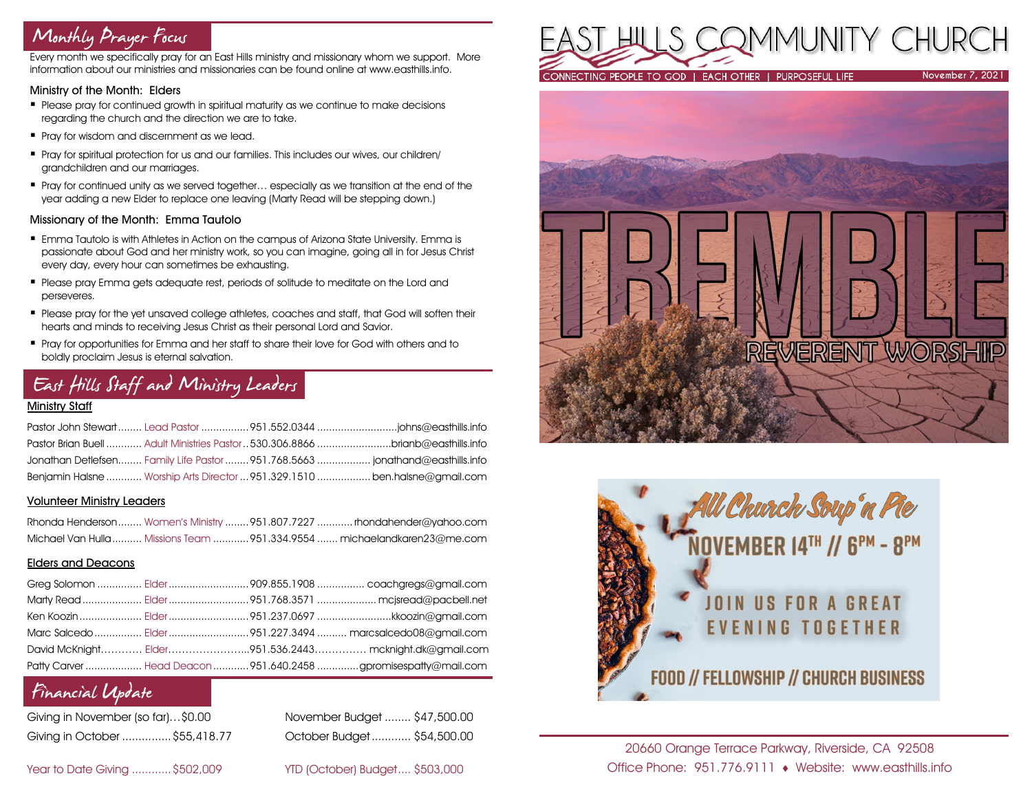## Monthly Prayer Focus

Every month we specifically pray for an East Hills ministry and missionary whom we support. More information about our ministries and missionaries can be found online at www.easthills.info.

### Ministry of the Month: Elders

- Please pray for continued growth in spiritual maturity as we continue to make decisions regarding the church and the direction we are to take.
- Pray for wisdom and discernment as we lead.
- Pray for spiritual protection for us and our families. This includes our wives, our children/grandchildren and our marriages.
- Pray for continued unity as we served together… especially as we transition at the end of the year adding a new Elder to replace one leaving (Marty Read will be stepping down.)

### Missionary of the Month: Emma Tautolo

- Emma Tautolo is with Athletes in Action on the campus of Arizona State University. Emma is passionate about God and her ministry work, so you can imagine, going all in for Jesus Christ every day, every hour can sometimes be exhausting.
- Please pray Emma gets adequate rest, periods of solitude to meditate on the Lord and perseveres.
- Please pray for the yet unsaved college athletes, coaches and staff, that God will soften their hearts and minds to receiving Jesus Christ as their personal Lord and Savior.
- Pray for opportunities for Emma and her staff to share their love for God with others and to boldly proclaim Jesus is eternal salvation.

## East Hills Staff and Ministry Leaders

### Ministry Staff

| Name | Role | Phone | Email |
|---|---|---|---|
| Pastor John Stewart | Lead Pastor | 951.552.0344 | johns@easthills.info |
| Pastor Brian Buell | Adult Ministries Pastor | 530.306.8866 | brianb@easthills.info |
| Jonathan Detlefsen | Family Life Pastor | 951.768.5663 | jonathand@easthills.info |
| Benjamin Halsne | Worship Arts Director | 951.329.1510 | ben.halsne@gmail.com |

### Volunteer Ministry Leaders

| Name | Role | Phone | Email |
|---|---|---|---|
| Rhonda Henderson | Women's Ministry | 951.807.7227 | rhondahender@yahoo.com |
| Michael Van Hulla | Missions Team | 951.334.9554 | michaelandkaren23@me.com |

### Elders and Deacons

| Name | Role | Phone | Email |
|---|---|---|---|
| Greg Solomon | Elder | 909.855.1908 | coachgregs@gmail.com |
| Marty Read | Elder | 951.768.3571 | mcjsread@pacbell.net |
| Ken Koozin | Elder | 951.237.0697 | kkoozin@gmail.com |
| Marc Salcedo | Elder | 951.227.3494 | marcsalcedo08@gmail.com |
| David McKnight | Elder | 951.536.2443 | mcknight.dk@gmail.com |
| Patty Carver | Head Deacon | 951.640.2458 | gpromisespatty@mail.com |

## Financial Update

Giving in November (so far)…$0.00

Giving in October ............... $55,418.77

November Budget ........ $47,500.00

October Budget ............ $54,500.00

Year to Date Giving ............ $502,009

YTD (October) Budget.... $503,000

# EAST HILLS COMMUNITY CHURCH

CONNECTING PEOPLE TO GOD | EACH OTHER | PURPOSEFUL LIFE

November 7, 2021

TREMBLE

REVERENT WORSHIP

All Church Soup 'n Pie

NOVEMBER 14TH // 6PM - 8PM

JOIN US FOR A GREAT EVENING TOGETHER

FOOD // FELLOWSHIP // CHURCH BUSINESS

20660 Orange Terrace Parkway, Riverside, CA 92508

Office Phone: 951.776.9111 ♦ Website: www.easthills.info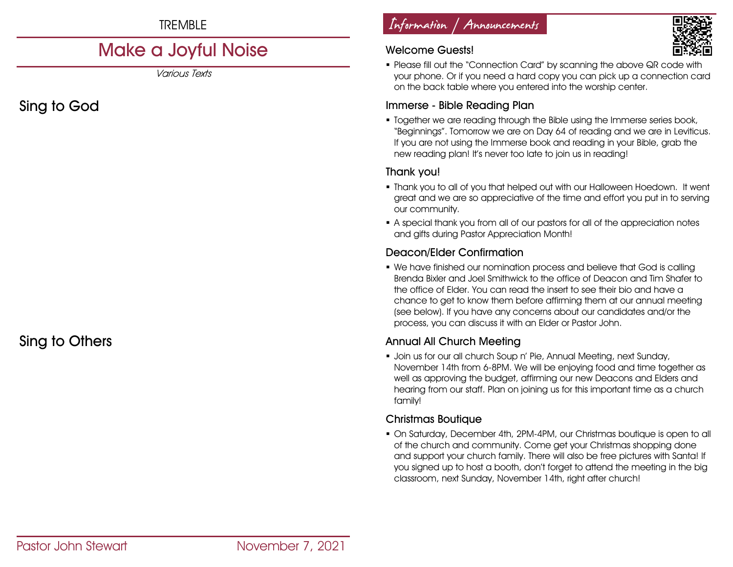TREMBLE

# Make a Joyful Noise

*Various Texts*

## Sing to God

## Sing to Others

Pastor John Stewart November 7, 2021

## Information / Announcements

### Welcome Guests!

- Please fill out the "Connection Card" by scanning the above QR code with your phone. Or if you need a hard copy you can pick up a connection card on the back table where you entered into the worship center.

### Immerse - Bible Reading Plan

- Together we are reading through the Bible using the Immerse series book, "Beginnings". Tomorrow we are on Day 64 of reading and we are in Leviticus. If you are not using the Immerse book and reading in your Bible, grab the new reading plan! It's never too late to join us in reading!

### Thank you!

- Thank you to all of you that helped out with our Halloween Hoedown. It went great and we are so appreciative of the time and effort you put in to serving our community.
- A special thank you from all of our pastors for all of the appreciation notes and gifts during Pastor Appreciation Month!

### Deacon/Elder Confirmation

- We have finished our nomination process and believe that God is calling Brenda Bixler and Joel Smithwick to the office of Deacon and Tim Shafer to the office of Elder. You can read the insert to see their bio and have a chance to get to know them before affirming them at our annual meeting (see below). If you have any concerns about our candidates and/or the process, you can discuss it with an Elder or Pastor John.

### Annual All Church Meeting

- Join us for our all church Soup n' Pie, Annual Meeting, next Sunday, November 14th from 6-8PM. We will be enjoying food and time together as well as approving the budget, affirming our new Deacons and Elders and hearing from our staff. Plan on joining us for this important time as a church family!

### Christmas Boutique

- On Saturday, December 4th, 2PM-4PM, our Christmas boutique is open to all of the church and community. Come get your Christmas shopping done and support your church family. There will also be free pictures with Santa! If you signed up to host a booth, don't forget to attend the meeting in the big classroom, next Sunday, November 14th, right after church!